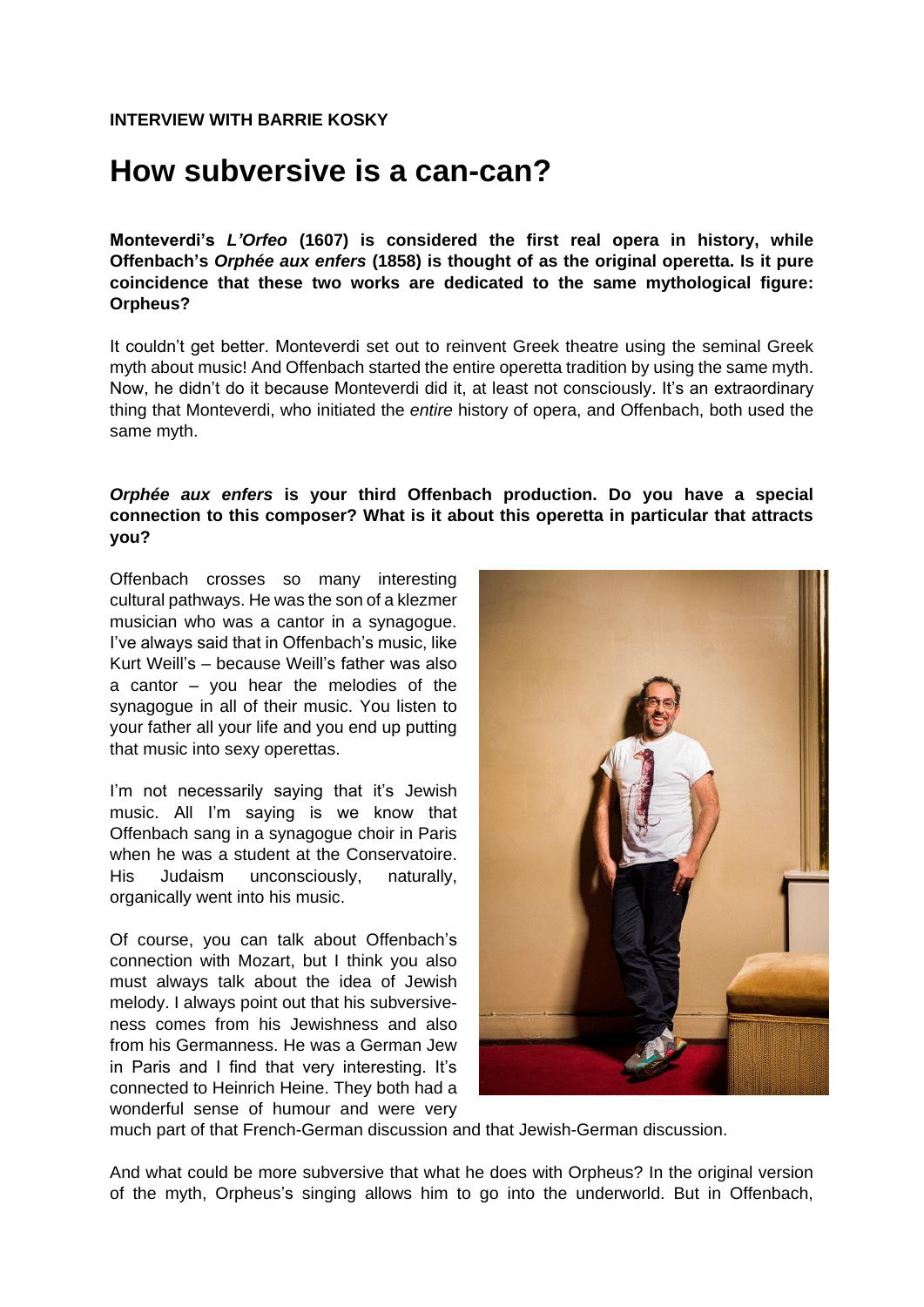**INTERVIEW WITH BARRIE KOSKY**

# How subversive is a can-can?

**Monteverdi's *L'Orfeo* (1607) is considered the first real opera in history, while Offenbach's *Orphée aux enfers* (1858) is thought of as the original operetta. Is it pure coincidence that these two works are dedicated to the same mythological figure: Orpheus?**

It couldn't get better. Monteverdi set out to reinvent Greek theatre using the seminal Greek myth about music! And Offenbach started the entire operetta tradition by using the same myth. Now, he didn't do it because Monteverdi did it, at least not consciously. It's an extraordinary thing that Monteverdi, who initiated the *entire* history of opera, and Offenbach, both used the same myth.

***Orphée aux enfers* is your third Offenbach production. Do you have a special connection to this composer? What is it about this operetta in particular that attracts you?**

Offenbach crosses so many interesting cultural pathways. He was the son of a klezmer musician who was a cantor in a synagogue. I've always said that in Offenbach's music, like Kurt Weill's – because Weill's father was also a cantor – you hear the melodies of the synagogue in all of their music. You listen to your father all your life and you end up putting that music into sexy operettas.

I'm not necessarily saying that it's Jewish music. All I'm saying is we know that Offenbach sang in a synagogue choir in Paris when he was a student at the Conservatoire. His Judaism unconsciously, naturally, organically went into his music.

Of course, you can talk about Offenbach's connection with Mozart, but I think you also must always talk about the idea of Jewish melody. I always point out that his subversiveness comes from his Jewishness and also from his Germanness. He was a German Jew in Paris and I find that very interesting. It's connected to Heinrich Heine. They both had a wonderful sense of humour and were very much part of that French-German discussion and that Jewish-German discussion.

And what could be more subversive that what he does with Orpheus? In the original version of the myth, Orpheus's singing allows him to go into the underworld. But in Offenbach,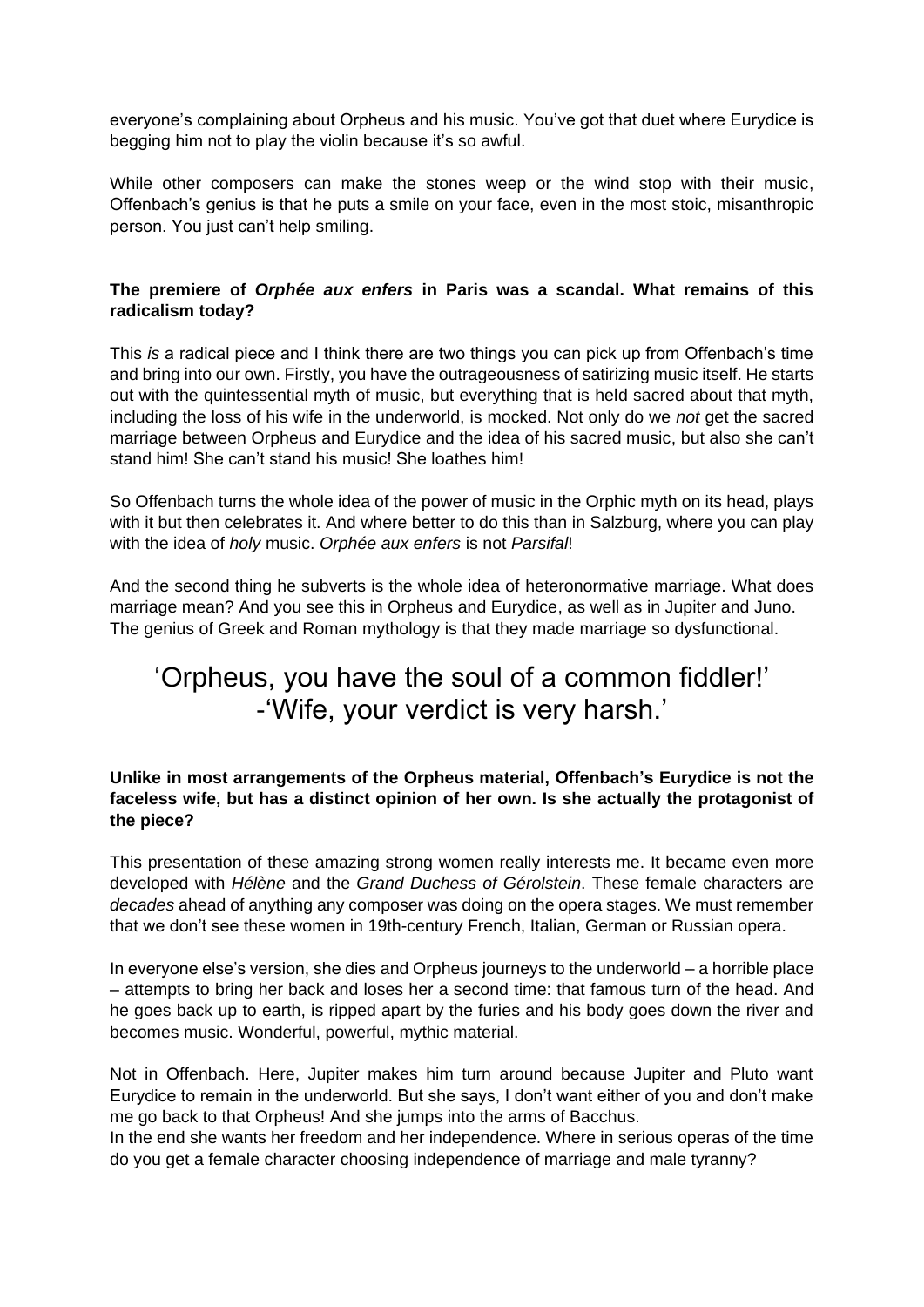everyone's complaining about Orpheus and his music. You've got that duet where Eurydice is begging him not to play the violin because it's so awful.

While other composers can make the stones weep or the wind stop with their music, Offenbach's genius is that he puts a smile on your face, even in the most stoic, misanthropic person. You just can't help smiling.

**The premiere of *Orphée aux enfers* in Paris was a scandal. What remains of this radicalism today?**

This *is* a radical piece and I think there are two things you can pick up from Offenbach's time and bring into our own. Firstly, you have the outrageousness of satirizing music itself. He starts out with the quintessential myth of music, but everything that is held sacred about that myth, including the loss of his wife in the underworld, is mocked. Not only do we *not* get the sacred marriage between Orpheus and Eurydice and the idea of his sacred music, but also she can't stand him! She can't stand his music! She loathes him!

So Offenbach turns the whole idea of the power of music in the Orphic myth on its head, plays with it but then celebrates it. And where better to do this than in Salzburg, where you can play with the idea of *holy* music. *Orphée aux enfers* is not *Parsifal*!

And the second thing he subverts is the whole idea of heteronormative marriage. What does marriage mean? And you see this in Orpheus and Eurydice, as well as in Jupiter and Juno. The genius of Greek and Roman mythology is that they made marriage so dysfunctional.

## 'Orpheus, you have the soul of a common fiddler!' -'Wife, your verdict is very harsh.'

**Unlike in most arrangements of the Orpheus material, Offenbach's Eurydice is not the faceless wife, but has a distinct opinion of her own. Is she actually the protagonist of the piece?**

This presentation of these amazing strong women really interests me. It became even more developed with *Hélène* and the *Grand Duchess of Gérolstein*. These female characters are *decades* ahead of anything any composer was doing on the opera stages. We must remember that we don't see these women in 19th-century French, Italian, German or Russian opera.

In everyone else's version, she dies and Orpheus journeys to the underworld – a horrible place – attempts to bring her back and loses her a second time: that famous turn of the head. And he goes back up to earth, is ripped apart by the furies and his body goes down the river and becomes music. Wonderful, powerful, mythic material.

Not in Offenbach. Here, Jupiter makes him turn around because Jupiter and Pluto want Eurydice to remain in the underworld. But she says, I don't want either of you and don't make me go back to that Orpheus! And she jumps into the arms of Bacchus.
In the end she wants her freedom and her independence. Where in serious operas of the time do you get a female character choosing independence of marriage and male tyranny?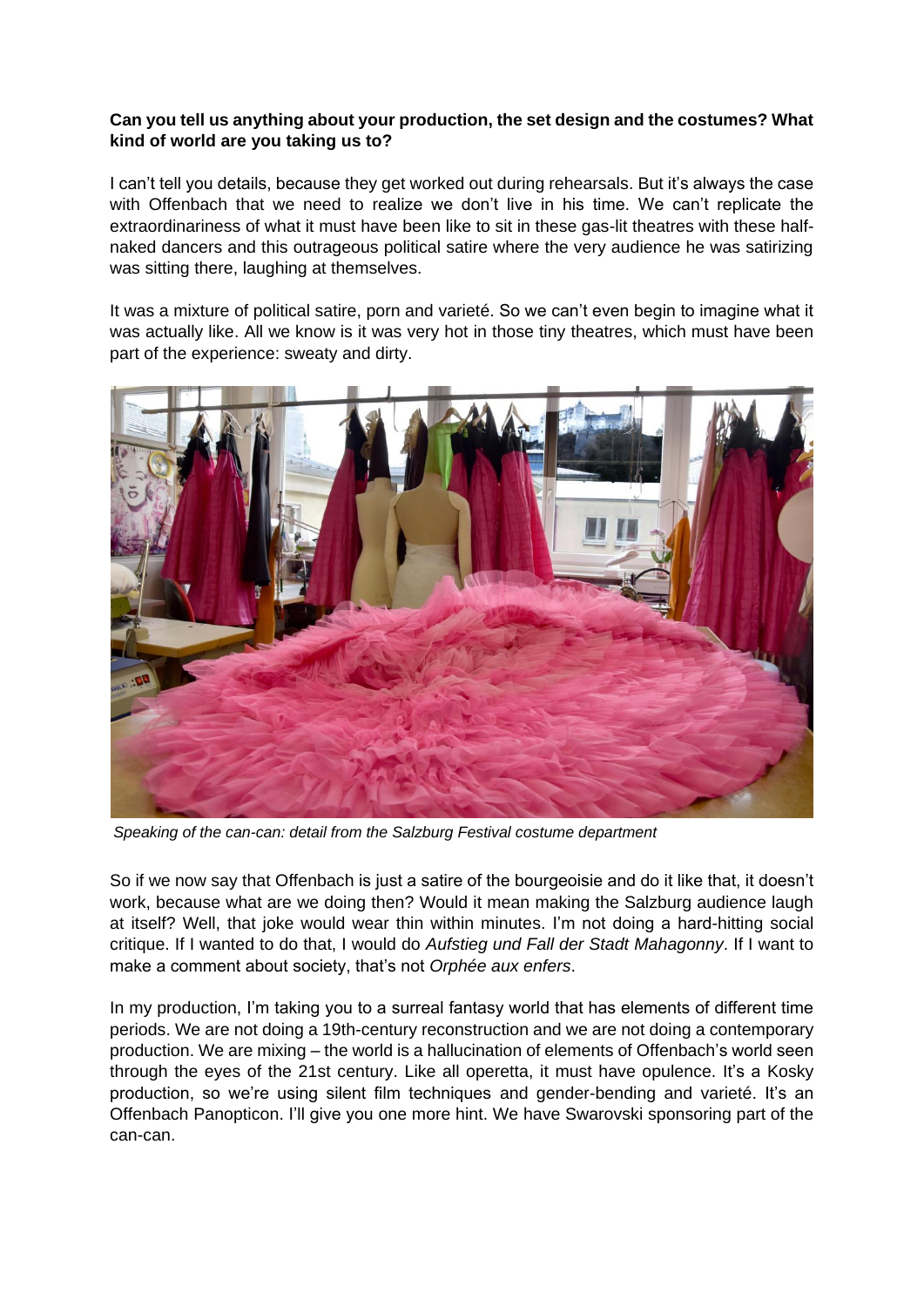**Can you tell us anything about your production, the set design and the costumes? What kind of world are you taking us to?**

I can't tell you details, because they get worked out during rehearsals. But it's always the case with Offenbach that we need to realize we don't live in his time. We can't replicate the extraordinariness of what it must have been like to sit in these gas-lit theatres with these half-naked dancers and this outrageous political satire where the very audience he was satirizing was sitting there, laughing at themselves.

It was a mixture of political satire, porn and varieté. So we can't even begin to imagine what it was actually like. All we know is it was very hot in those tiny theatres, which must have been part of the experience: sweaty and dirty.

*Speaking of the can-can: detail from the Salzburg Festival costume department*

So if we now say that Offenbach is just a satire of the bourgeoisie and do it like that, it doesn't work, because what are we doing then? Would it mean making the Salzburg audience laugh at itself? Well, that joke would wear thin within minutes. I'm not doing a hard-hitting social critique. If I wanted to do that, I would do *Aufstieg und Fall der Stadt Mahagonny*. If I want to make a comment about society, that's not *Orphée aux enfers*.

In my production, I'm taking you to a surreal fantasy world that has elements of different time periods. We are not doing a 19th-century reconstruction and we are not doing a contemporary production. We are mixing – the world is a hallucination of elements of Offenbach's world seen through the eyes of the 21st century. Like all operetta, it must have opulence. It's a Kosky production, so we're using silent film techniques and gender-bending and varieté. It's an Offenbach Panopticon. I'll give you one more hint. We have Swarovski sponsoring part of the can-can.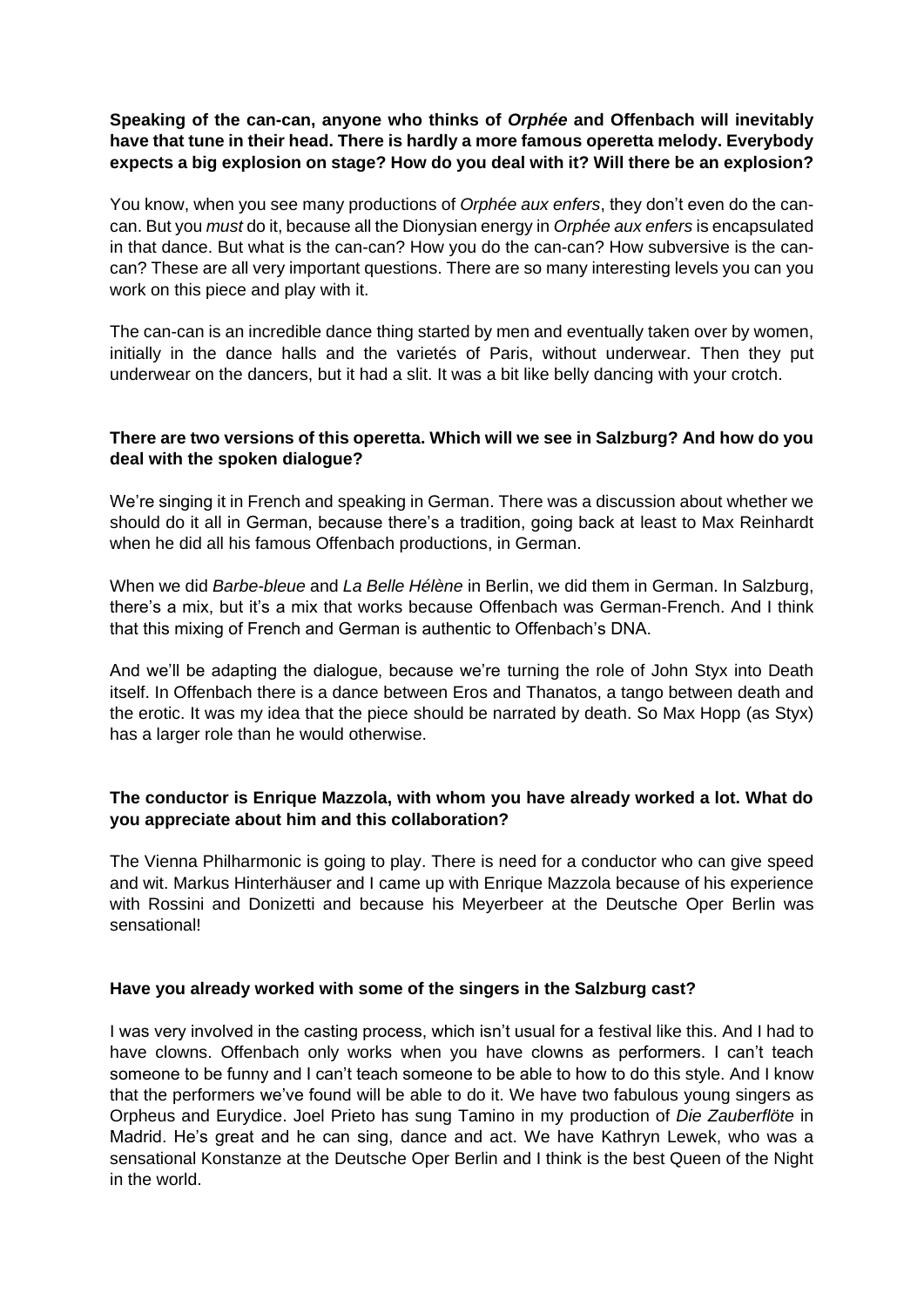**Speaking of the can-can, anyone who thinks of *Orphée* and Offenbach will inevitably have that tune in their head. There is hardly a more famous operetta melody. Everybody expects a big explosion on stage? How do you deal with it? Will there be an explosion?**

You know, when you see many productions of *Orphée aux enfers*, they don't even do the can-can. But you *must* do it, because all the Dionysian energy in *Orphée aux enfers* is encapsulated in that dance. But what is the can-can? How you do the can-can? How subversive is the can-can? These are all very important questions. There are so many interesting levels you can you work on this piece and play with it.

The can-can is an incredible dance thing started by men and eventually taken over by women, initially in the dance halls and the varietés of Paris, without underwear. Then they put underwear on the dancers, but it had a slit. It was a bit like belly dancing with your crotch.

**There are two versions of this operetta. Which will we see in Salzburg? And how do you deal with the spoken dialogue?**

We're singing it in French and speaking in German. There was a discussion about whether we should do it all in German, because there's a tradition, going back at least to Max Reinhardt when he did all his famous Offenbach productions, in German.

When we did *Barbe-bleue* and *La Belle Hélène* in Berlin, we did them in German. In Salzburg, there's a mix, but it's a mix that works because Offenbach was German-French. And I think that this mixing of French and German is authentic to Offenbach's DNA.

And we'll be adapting the dialogue, because we're turning the role of John Styx into Death itself. In Offenbach there is a dance between Eros and Thanatos, a tango between death and the erotic. It was my idea that the piece should be narrated by death. So Max Hopp (as Styx) has a larger role than he would otherwise.

**The conductor is Enrique Mazzola, with whom you have already worked a lot. What do you appreciate about him and this collaboration?**

The Vienna Philharmonic is going to play. There is need for a conductor who can give speed and wit. Markus Hinterhäuser and I came up with Enrique Mazzola because of his experience with Rossini and Donizetti and because his Meyerbeer at the Deutsche Oper Berlin was sensational!

**Have you already worked with some of the singers in the Salzburg cast?**

I was very involved in the casting process, which isn't usual for a festival like this. And I had to have clowns. Offenbach only works when you have clowns as performers. I can't teach someone to be funny and I can't teach someone to be able to how to do this style. And I know that the performers we've found will be able to do it. We have two fabulous young singers as Orpheus and Eurydice. Joel Prieto has sung Tamino in my production of *Die Zauberflöte* in Madrid. He's great and he can sing, dance and act. We have Kathryn Lewek, who was a sensational Konstanze at the Deutsche Oper Berlin and I think is the best Queen of the Night in the world.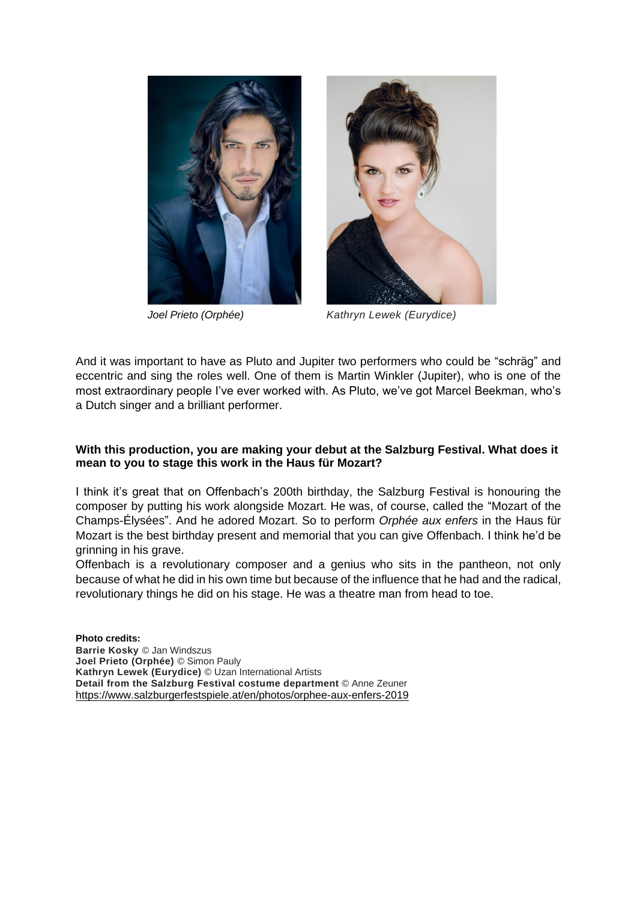*Joel Prieto (Orphée)*

*Kathryn Lewek (Eurydice)*

And it was important to have as Pluto and Jupiter two performers who could be "schräg" and eccentric and sing the roles well. One of them is Martin Winkler (Jupiter), who is one of the most extraordinary people I've ever worked with. As Pluto, we've got Marcel Beekman, who's a Dutch singer and a brilliant performer.

**With this production, you are making your debut at the Salzburg Festival. What does it mean to you to stage this work in the Haus für Mozart?**

I think it's great that on Offenbach's 200th birthday, the Salzburg Festival is honouring the composer by putting his work alongside Mozart. He was, of course, called the "Mozart of the Champs-Élysées". And he adored Mozart. So to perform *Orphée aux enfers* in the Haus für Mozart is the best birthday present and memorial that you can give Offenbach. I think he'd be grinning in his grave.
Offenbach is a revolutionary composer and a genius who sits in the pantheon, not only because of what he did in his own time but because of the influence that he had and the radical, revolutionary things he did on his stage. He was a theatre man from head to toe.

**Photo credits:**
**Barrie Kosky** © Jan Windszus
**Joel Prieto (Orphée)** © Simon Pauly
**Kathryn Lewek (Eurydice)** © Uzan International Artists
**Detail from the Salzburg Festival costume department** © Anne Zeuner
https://www.salzburgerfestspiele.at/en/photos/orphee-aux-enfers-2019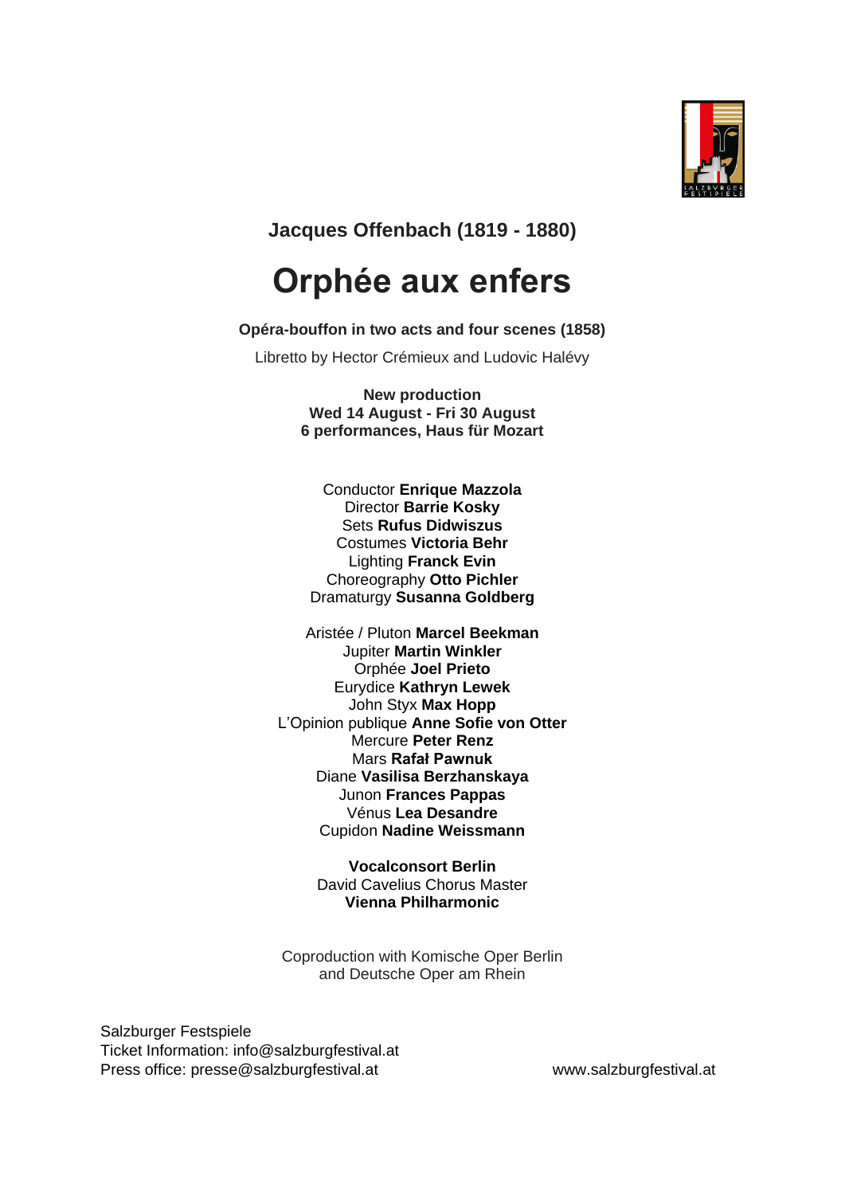**Jacques Offenbach (1819 - 1880)**

# Orphée aux enfers

**Opéra-bouffon in two acts and four scenes (1858)**

Libretto by Hector Crémieux and Ludovic Halévy

**New production**
**Wed 14 August - Fri 30 August**
**6 performances, Haus für Mozart**

Conductor **Enrique Mazzola**
Director **Barrie Kosky**
Sets **Rufus Didwiszus**
Costumes **Victoria Behr**
Lighting **Franck Evin**
Choreography **Otto Pichler**
Dramaturgy **Susanna Goldberg**

Aristée / Pluton **Marcel Beekman**
Jupiter **Martin Winkler**
Orphée **Joel Prieto**
Eurydice **Kathryn Lewek**
John Styx **Max Hopp**
L'Opinion publique **Anne Sofie von Otter**
Mercure **Peter Renz**
Mars **Rafał Pawnuk**
Diane **Vasilisa Berzhanskaya**
Junon **Frances Pappas**
Vénus **Lea Desandre**
Cupidon **Nadine Weissmann**

**Vocalconsort Berlin**
David Cavelius Chorus Master
**Vienna Philharmonic**

Coproduction with Komische Oper Berlin
and Deutsche Oper am Rhein

Salzburger Festspiele
Ticket Information: info@salzburgfestival.at
Press office: presse@salzburgfestival.at

www.salzburgfestival.at